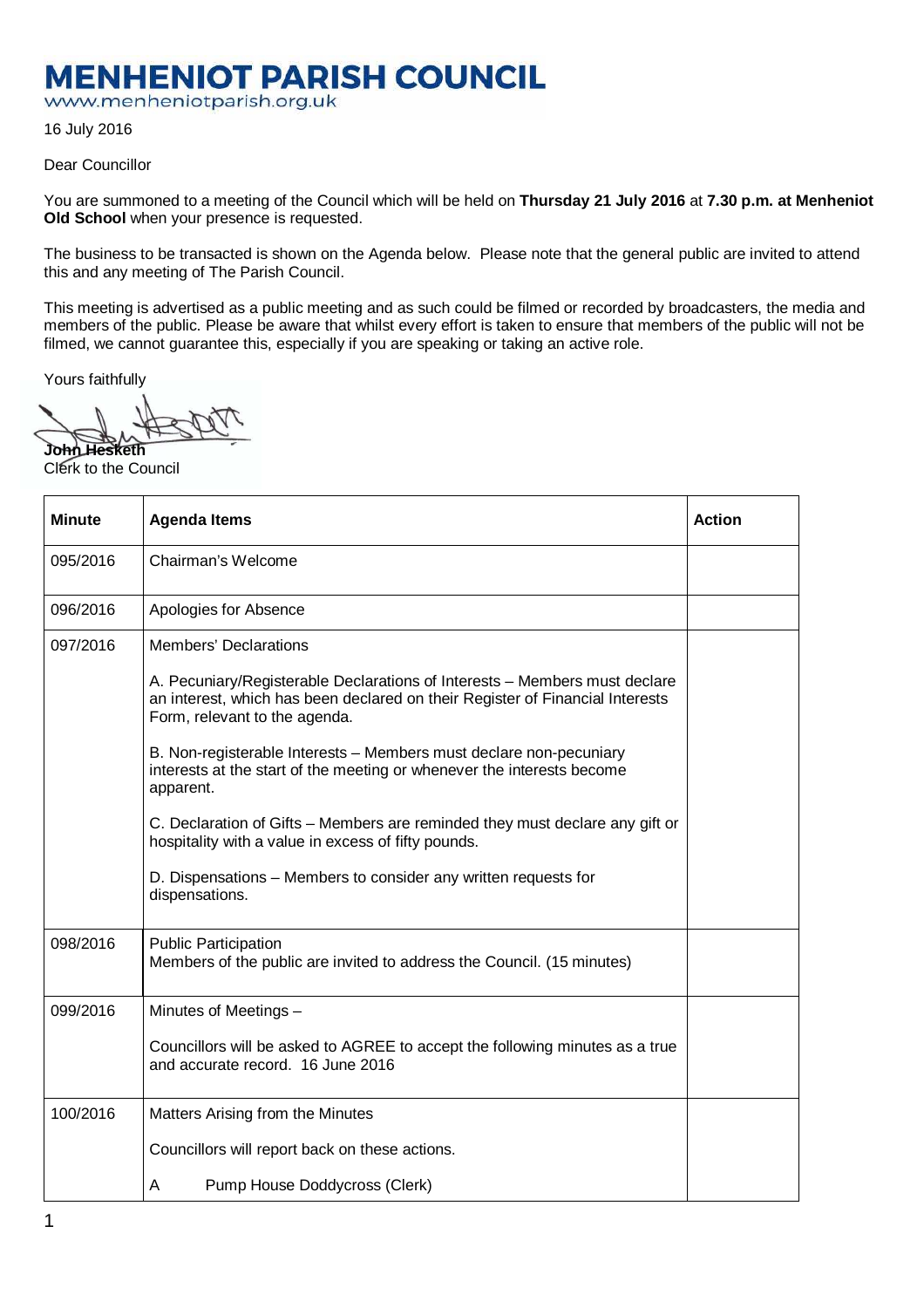# MENHENIOT PARISH COUNCIL

www.menheniotparish.org.uk

16 July 2016

Dear Councillor

You are summoned to a meeting of the Council which will be held on **Thursday 21 July 2016** at **7.30 p.m. at Menheniot Old School** when your presence is requested.

The business to be transacted is shown on the Agenda below. Please note that the general public are invited to attend this and any meeting of The Parish Council.

This meeting is advertised as a public meeting and as such could be filmed or recorded by broadcasters, the media and members of the public. Please be aware that whilst every effort is taken to ensure that members of the public will not be filmed, we cannot guarantee this, especially if you are speaking or taking an active role.

Yours faithfully

**John Hesketh**
Clerk to the Council

| **Minute** | **Agenda Items** | **Action** |
|---|---|---|
| 095/2016 | Chairman's Welcome | |
| 096/2016 | Apologies for Absence | |
| 097/2016 | Members' Declarations<br><br>A. Pecuniary/Registerable Declarations of Interests – Members must declare an interest, which has been declared on their Register of Financial Interests Form, relevant to the agenda.<br><br>B. Non-registerable Interests – Members must declare non-pecuniary interests at the start of the meeting or whenever the interests become apparent.<br><br>C. Declaration of Gifts – Members are reminded they must declare any gift or hospitality with a value in excess of fifty pounds.<br><br>D. Dispensations – Members to consider any written requests for dispensations. | |
| 098/2016 | Public Participation<br>Members of the public are invited to address the Council. (15 minutes) | |
| 099/2016 | Minutes of Meetings –<br><br>Councillors will be asked to AGREE to accept the following minutes as a true and accurate record. 16 June 2016 | |
| 100/2016 | Matters Arising from the Minutes<br><br>Councillors will report back on these actions.<br><br>A Pump House Doddycross (Clerk) | |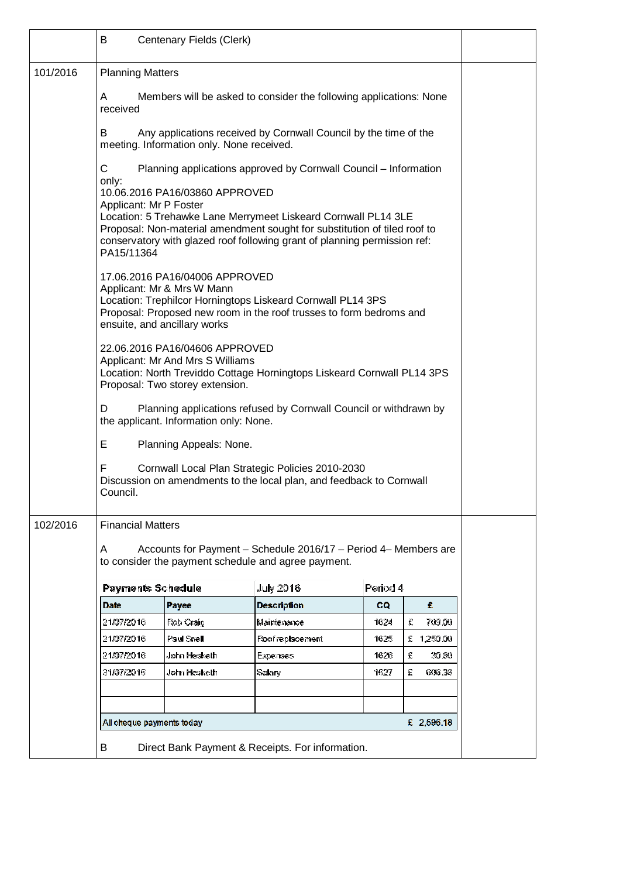| | | |
|---|---|---|
| | B Centenary Fields (Clerk) | |
| 101/2016 | Planning Matters<br><br>A Members will be asked to consider the following applications: None received<br><br>B Any applications received by Cornwall Council by the time of the meeting. Information only. None received.<br><br>C Planning applications approved by Cornwall Council – Information only:<br>10.06.2016 PA16/03860 APPROVED<br>Applicant: Mr P Foster<br>Location: 5 Trehawke Lane Merrymeet Liskeard Cornwall PL14 3LE<br>Proposal: Non-material amendment sought for substitution of tiled roof to conservatory with glazed roof following grant of planning permission ref: PA15/11364<br><br>17.06.2016 PA16/04006 APPROVED<br>Applicant: Mr & Mrs W Mann<br>Location: Trephilcor Horningtops Liskeard Cornwall PL14 3PS<br>Proposal: Proposed new room in the roof trusses to form bedroms and ensuite, and ancillary works<br><br>22.06.2016 PA16/04606 APPROVED<br>Applicant: Mr And Mrs S Williams<br>Location: North Treviddo Cottage Horningtops Liskeard Cornwall PL14 3PS<br>Proposal: Two storey extension.<br><br>D Planning applications refused by Cornwall Council or withdrawn by the applicant. Information only: None.<br><br>E Planning Appeals: None.<br><br>F Cornwall Local Plan Strategic Policies 2010-2030<br>Discussion on amendments to the local plan, and feedback to Cornwall Council. | |
| 102/2016 | Financial Matters<br><br>A Accounts for Payment – Schedule 2016/17 – Period 4– Members are to consider the payment schedule and agree payment. | |

**Payments Schedule** July 2016 Period 4

| Date | Payee | Description | CQ | £ |
|---|---|---|---|---|
| 21/07/2016 | Rob Craig | Maintenance | 1624 | £ 709.00 |
| 21/07/2016 | Paul Snell | Roof replacement | 1625 | £ 1,250.00 |
| 21/07/2016 | John Hesketh | Expenses | 1626 | £ 30.80 |
| 31/07/2016 | John Hesketh | Salary | 1627 | £ 606.38 |
| | | | | |
| | | | | |
| All cheque payments today | | | | £ 2,596.18 |

B Direct Bank Payment & Receipts. For information.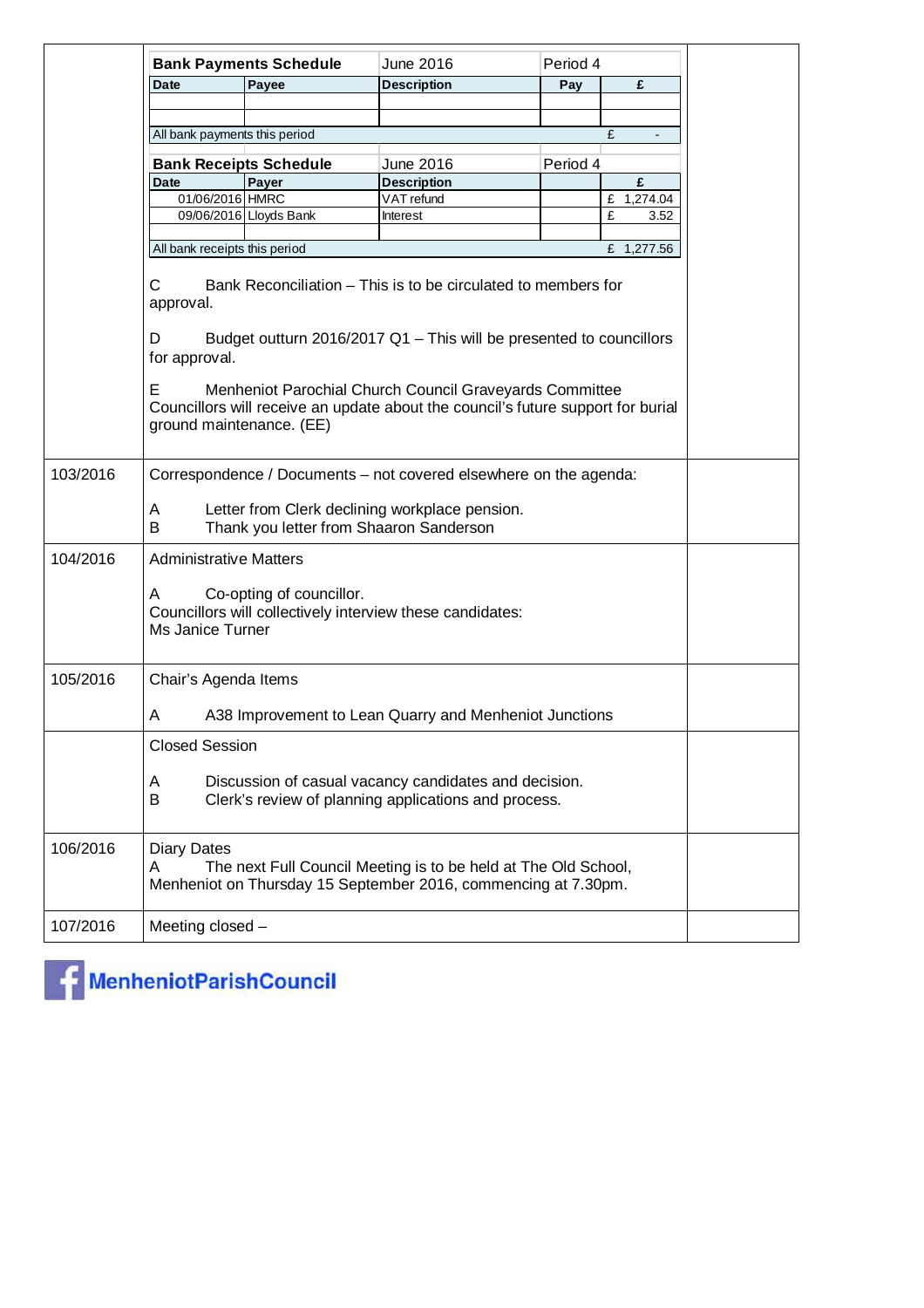| | | |
|---|---|---|
| | **Bank Payments Schedule** — June 2016 — Period 4 | |

| Date | Payee | Description | Pay | £ |
|---|---|---|---|---|
| | | | | |
| | | | | |
| All bank payments this period | | | | £ - |

| **Bank Receipts Schedule** | | June 2016 | Period 4 | |
|---|---|---|---|---|
| **Date** | **Payer** | **Description** | | **£** |
| 01/06/2016 | HMRC | VAT refund | | £ 1,274.04 |
| 09/06/2016 | Lloyds Bank | Interest | | £ 3.52 |
| | | | | |
| All bank receipts this period | | | | £ 1,277.56 |

C Bank Reconciliation – This is to be circulated to members for approval.

D Budget outturn 2016/2017 Q1 – This will be presented to councillors for approval.

E Menheniot Parochial Church Council Graveyards Committee
Councillors will receive an update about the council's future support for burial ground maintenance. (EE)

| | | |
|---|---|---|
| 103/2016 | Correspondence / Documents – not covered elsewhere on the agenda:<br><br>A Letter from Clerk declining workplace pension.<br>B Thank you letter from Shaaron Sanderson | |
| 104/2016 | Administrative Matters<br><br>A Co-opting of councillor.<br>Councillors will collectively interview these candidates:<br>Ms Janice Turner | |
| 105/2016 | Chair's Agenda Items<br><br>A A38 Improvement to Lean Quarry and Menheniot Junctions | |
| | Closed Session<br><br>A Discussion of casual vacancy candidates and decision.<br>B Clerk's review of planning applications and process. | |
| 106/2016 | Diary Dates<br>A The next Full Council Meeting is to be held at The Old School, Menheniot on Thursday 15 September 2016, commencing at 7.30pm. | |
| 107/2016 | Meeting closed – | |

MenheniotParishCouncil